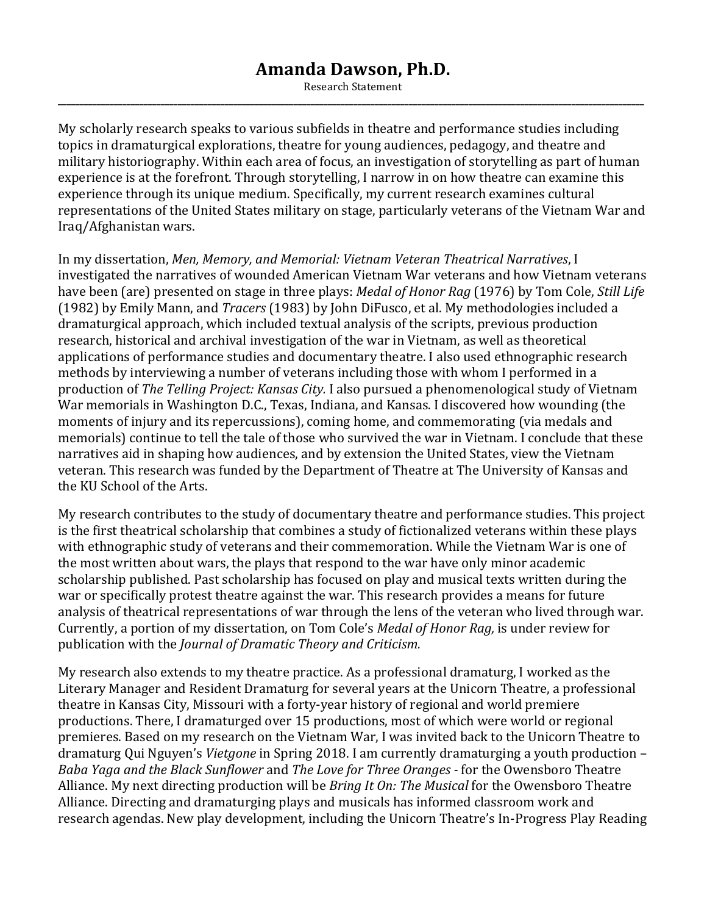# Amanda Dawson, Ph.D.

Research Statement

---

My scholarly research speaks to various subfields in theatre and performance studies including topics in dramaturgical explorations, theatre for young audiences, pedagogy, and theatre and military historiography. Within each area of focus, an investigation of storytelling as part of human experience is at the forefront. Through storytelling, I narrow in on how theatre can examine this experience through its unique medium. Specifically, my current research examines cultural representations of the United States military on stage, particularly veterans of the Vietnam War and Iraq/Afghanistan wars.

In my dissertation, *Men, Memory, and Memorial: Vietnam Veteran Theatrical Narratives*, I investigated the narratives of wounded American Vietnam War veterans and how Vietnam veterans have been (are) presented on stage in three plays: *Medal of Honor Rag* (1976) by Tom Cole, *Still Life* (1982) by Emily Mann, and *Tracers* (1983) by John DiFusco, et al. My methodologies included a dramaturgical approach, which included textual analysis of the scripts, previous production research, historical and archival investigation of the war in Vietnam, as well as theoretical applications of performance studies and documentary theatre. I also used ethnographic research methods by interviewing a number of veterans including those with whom I performed in a production of *The Telling Project: Kansas City.* I also pursued a phenomenological study of Vietnam War memorials in Washington D.C., Texas, Indiana, and Kansas. I discovered how wounding (the moments of injury and its repercussions), coming home, and commemorating (via medals and memorials) continue to tell the tale of those who survived the war in Vietnam. I conclude that these narratives aid in shaping how audiences, and by extension the United States, view the Vietnam veteran. This research was funded by the Department of Theatre at The University of Kansas and the KU School of the Arts.

My research contributes to the study of documentary theatre and performance studies. This project is the first theatrical scholarship that combines a study of fictionalized veterans within these plays with ethnographic study of veterans and their commemoration. While the Vietnam War is one of the most written about wars, the plays that respond to the war have only minor academic scholarship published. Past scholarship has focused on play and musical texts written during the war or specifically protest theatre against the war. This research provides a means for future analysis of theatrical representations of war through the lens of the veteran who lived through war. Currently, a portion of my dissertation, on Tom Cole's *Medal of Honor Rag,* is under review for publication with the *Journal of Dramatic Theory and Criticism.*

My research also extends to my theatre practice. As a professional dramaturg, I worked as the Literary Manager and Resident Dramaturg for several years at the Unicorn Theatre, a professional theatre in Kansas City, Missouri with a forty-year history of regional and world premiere productions. There, I dramaturged over 15 productions, most of which were world or regional premieres. Based on my research on the Vietnam War, I was invited back to the Unicorn Theatre to dramaturg Qui Nguyen's *Vietgone* in Spring 2018. I am currently dramaturging a youth production – *Baba Yaga and the Black Sunflower* and *The Love for Three Oranges* - for the Owensboro Theatre Alliance. My next directing production will be *Bring It On: The Musical* for the Owensboro Theatre Alliance. Directing and dramaturging plays and musicals has informed classroom work and research agendas. New play development, including the Unicorn Theatre's In-Progress Play Reading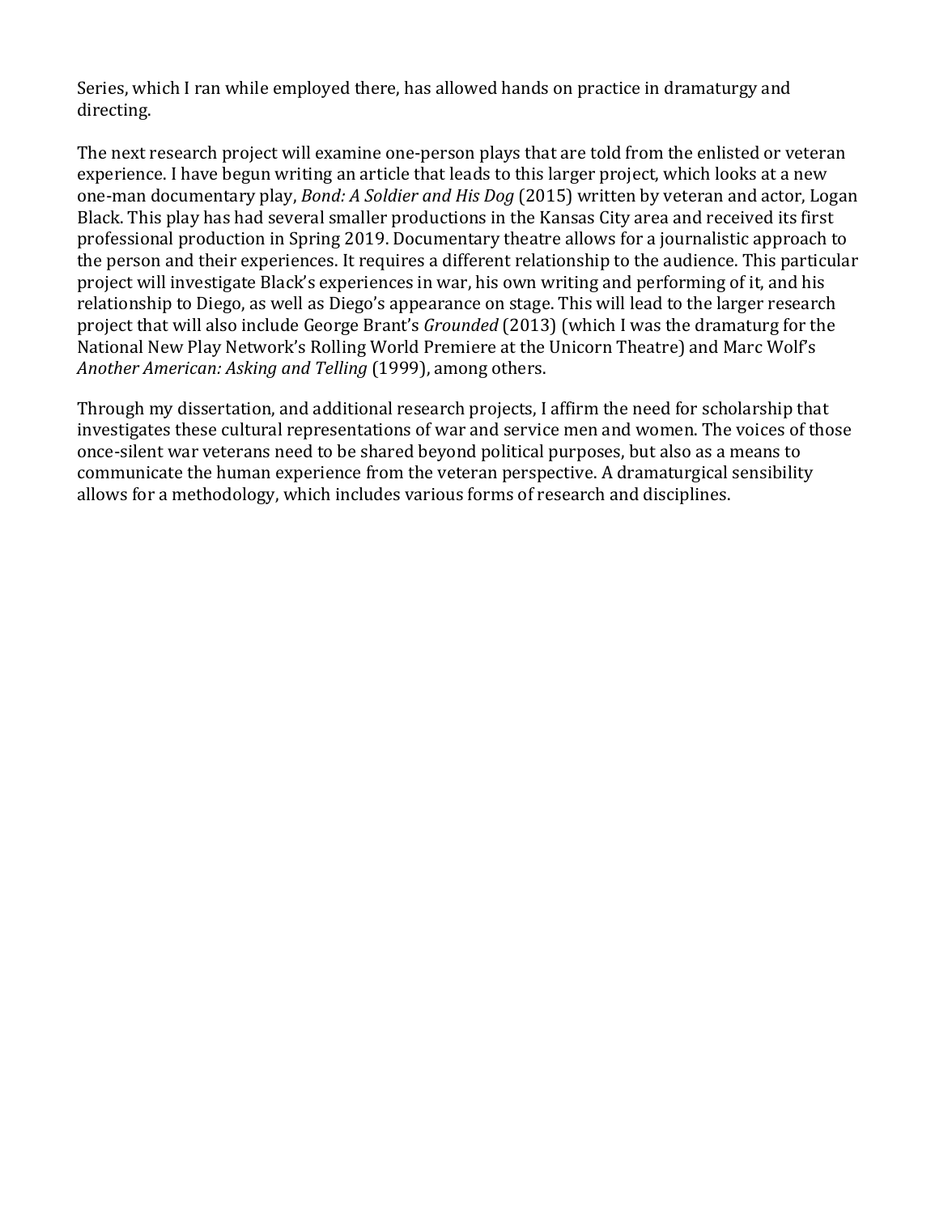Series, which I ran while employed there, has allowed hands on practice in dramaturgy and directing.

The next research project will examine one-person plays that are told from the enlisted or veteran experience. I have begun writing an article that leads to this larger project, which looks at a new one-man documentary play, *Bond: A Soldier and His Dog* (2015) written by veteran and actor, Logan Black. This play has had several smaller productions in the Kansas City area and received its first professional production in Spring 2019. Documentary theatre allows for a journalistic approach to the person and their experiences. It requires a different relationship to the audience. This particular project will investigate Black's experiences in war, his own writing and performing of it, and his relationship to Diego, as well as Diego's appearance on stage. This will lead to the larger research project that will also include George Brant's *Grounded* (2013) (which I was the dramaturg for the National New Play Network's Rolling World Premiere at the Unicorn Theatre) and Marc Wolf's *Another American: Asking and Telling* (1999), among others.

Through my dissertation, and additional research projects, I affirm the need for scholarship that investigates these cultural representations of war and service men and women. The voices of those once-silent war veterans need to be shared beyond political purposes, but also as a means to communicate the human experience from the veteran perspective. A dramaturgical sensibility allows for a methodology, which includes various forms of research and disciplines.